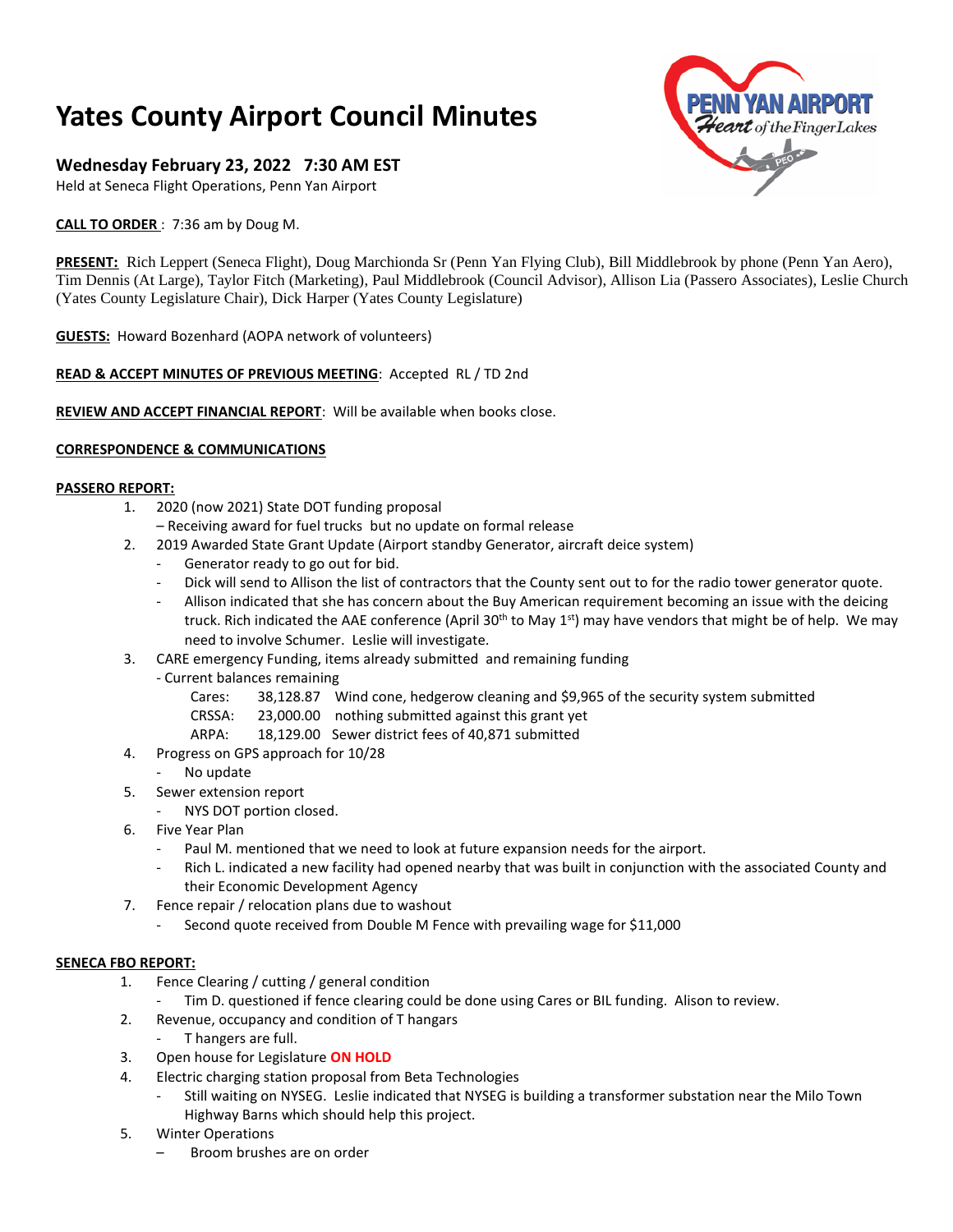# Yates County Airport Council Minutes

### Wednesday February 23, 2022   7:30 AM EST

Held at Seneca Flight Operations, Penn Yan Airport

**CALL TO ORDER** :  7:36 am by Doug M.

**PRESENT:** Rich Leppert (Seneca Flight), Doug Marchionda Sr (Penn Yan Flying Club), Bill Middlebrook by phone (Penn Yan Aero), Tim Dennis (At Large), Taylor Fitch (Marketing), Paul Middlebrook (Council Advisor), Allison Lia (Passero Associates), Leslie Church (Yates County Legislature Chair), Dick Harper (Yates County Legislature)

**GUESTS:** Howard Bozenhard (AOPA network of volunteers)

**READ & ACCEPT MINUTES OF PREVIOUS MEETING**:  Accepted  RL / TD 2nd

**REVIEW AND ACCEPT FINANCIAL REPORT**:  Will be available when books close.

**CORRESPONDENCE & COMMUNICATIONS**

**PASSERO REPORT:**

1. 2020 (now 2021) State DOT funding proposal
   – Receiving award for fuel trucks  but no update on formal release
2. 2019 Awarded State Grant Update (Airport standby Generator, aircraft deice system)
   - Generator ready to go out for bid.
   - Dick will send to Allison the list of contractors that the County sent out to for the radio tower generator quote.
   - Allison indicated that she has concern about the Buy American requirement becoming an issue with the deicing truck. Rich indicated the AAE conference (April 30th to May 1st) may have vendors that might be of help.  We may need to involve Schumer.  Leslie will investigate.
3. CARE emergency Funding, items already submitted  and remaining funding
   - Current balances remaining
     - Cares:     38,128.87   Wind cone, hedgerow cleaning and $9,965 of the security system submitted
     - CRSSA:    23,000.00   nothing submitted against this grant yet
     - ARPA:     18,129.00   Sewer district fees of 40,871 submitted
4. Progress on GPS approach for 10/28
   - No update
5. Sewer extension report
   - NYS DOT portion closed.
6. Five Year Plan
   - Paul M. mentioned that we need to look at future expansion needs for the airport.
   - Rich L. indicated a new facility had opened nearby that was built in conjunction with the associated County and their Economic Development Agency
7. Fence repair / relocation plans due to washout
   - Second quote received from Double M Fence with prevailing wage for $11,000

**SENECA FBO REPORT:**

1. Fence Clearing / cutting / general condition
   - Tim D. questioned if fence clearing could be done using Cares or BIL funding.  Alison to review.
2. Revenue, occupancy and condition of T hangars
   - T hangers are full.
3. Open house for Legislature **ON HOLD**
4. Electric charging station proposal from Beta Technologies
   - Still waiting on NYSEG.  Leslie indicated that NYSEG is building a transformer substation near the Milo Town Highway Barns which should help this project.
5. Winter Operations
   – Broom brushes are on order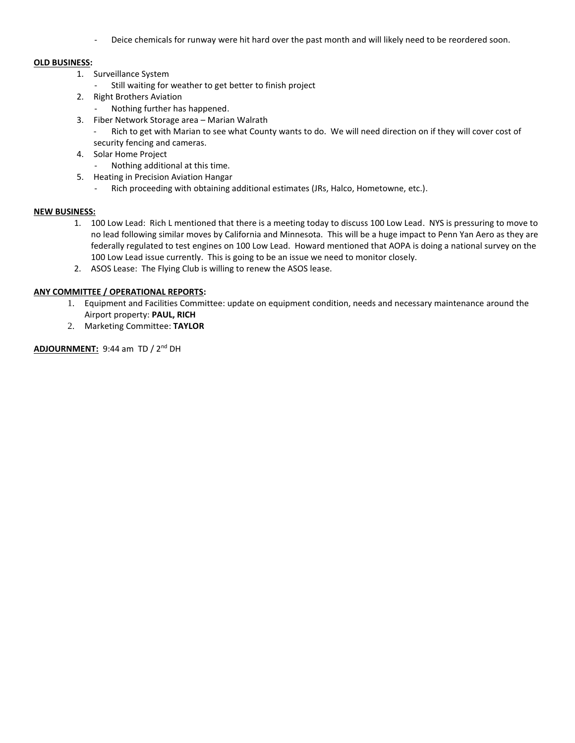- Deice chemicals for runway were hit hard over the past month and will likely need to be reordered soon.

**OLD BUSINESS:**

1. Surveillance System
   - Still waiting for weather to get better to finish project
2. Right Brothers Aviation
   - Nothing further has happened.
3. Fiber Network Storage area – Marian Walrath
   - Rich to get with Marian to see what County wants to do. We will need direction on if they will cover cost of security fencing and cameras.
4. Solar Home Project
   - Nothing additional at this time.
5. Heating in Precision Aviation Hangar
   - Rich proceeding with obtaining additional estimates (JRs, Halco, Hometowne, etc.).

**NEW BUSINESS:**

1. 100 Low Lead: Rich L mentioned that there is a meeting today to discuss 100 Low Lead. NYS is pressuring to move to no lead following similar moves by California and Minnesota. This will be a huge impact to Penn Yan Aero as they are federally regulated to test engines on 100 Low Lead. Howard mentioned that AOPA is doing a national survey on the 100 Low Lead issue currently. This is going to be an issue we need to monitor closely.
2. ASOS Lease: The Flying Club is willing to renew the ASOS lease.

**ANY COMMITTEE / OPERATIONAL REPORTS:**

1. Equipment and Facilities Committee: update on equipment condition, needs and necessary maintenance around the Airport property: **PAUL, RICH**
2. Marketing Committee: **TAYLOR**

**ADJOURNMENT:** 9:44 am TD / 2nd DH